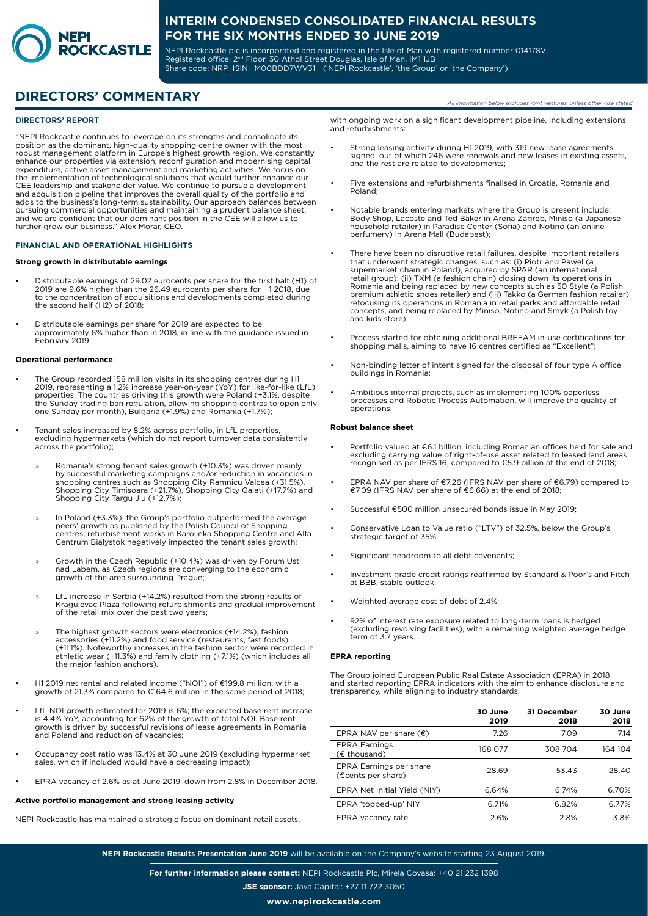# INTERIM CONDENSED CONSOLIDATED FINANCIAL RESULTS FOR THE SIX MONTHS ENDED 30 JUNE 2019

NEPI Rockcastle plc is incorporated and registered in the Isle of Man with registered number 014178V
Registered office: 2nd Floor, 30 Athol Street Douglas, Isle of Man, IM1 1JB
Share code: NRP ISIN: IM00BDD7WV31 ('NEPI Rockcastle', 'the Group' or 'the Company')

## DIRECTORS' COMMENTARY

*All information below excludes joint ventures, unless otherwise stated*

### DIRECTORS' REPORT

"NEPI Rockcastle continues to leverage on its strengths and consolidate its position as the dominant, high-quality shopping centre owner with the most robust management platform in Europe's highest growth region. We constantly enhance our properties via extension, reconfiguration and modernising capital expenditure, active asset management and marketing activities. We focus on the implementation of technological solutions that would further enhance our CEE leadership and stakeholder value. We continue to pursue a development and acquisition pipeline that improves the overall quality of the portfolio and adds to the business's long-term sustainability. Our approach balances between pursuing commercial opportunities and maintaining a prudent balance sheet, and we are confident that our dominant position in the CEE will allow us to further grow our business." Alex Morar, CEO.

### FINANCIAL AND OPERATIONAL HIGHLIGHTS

#### Strong growth in distributable earnings

- Distributable earnings of 29.02 eurocents per share for the first half (H1) of 2019 are 9.6% higher than the 26.49 eurocents per share for H1 2018, due to the concentration of acquisitions and developments completed during the second half (H2) of 2018;
- Distributable earnings per share for 2019 are expected to be approximately 6% higher than in 2018, in line with the guidance issued in February 2019.

#### Operational performance

- The Group recorded 158 million visits in its shopping centres during H1 2019, representing a 1.2% increase year-on-year (YoY) for like-for-like (LfL) properties. The countries driving this growth were Poland (+3.1%, despite the Sunday trading ban regulation, allowing shopping centres to open only one Sunday per month), Bulgaria (+1.9%) and Romania (+1.7%);
- Tenant sales increased by 8.2% across portfolio, in LfL properties, excluding hypermarkets (which do not report turnover data consistently across the portfolio);
  - Romania's strong tenant sales growth (+10.3%) was driven mainly by successful marketing campaigns and/or reduction in vacancies in shopping centres such as Shopping City Ramnicu Valcea (+31.5%), Shopping City Timisoara (+21.7%), Shopping City Galati (+17.7%) and Shopping City Targu Jiu (+12.7%);
  - In Poland (+3.3%), the Group's portfolio outperformed the average peers' growth as published by the Polish Council of Shopping centres; refurbishment works in Karolinka Shopping Centre and Alfa Centrum Bialystok negatively impacted the tenant sales growth;
  - Growth in the Czech Republic (+10.4%) was driven by Forum Usti nad Labem, as Czech regions are converging to the economic growth of the area surrounding Prague;
  - LfL increase in Serbia (+14.2%) resulted from the strong results of Kragujevac Plaza following refurbishments and gradual improvement of the retail mix over the past two years;
  - The highest growth sectors were electronics (+14.2%), fashion accessories (+11.2%) and food service (restaurants, fast foods) (+11.1%). Noteworthy increases in the fashion sector were recorded in athletic wear (+11.3%) and family clothing (+7.1%) (which includes all the major fashion anchors).
- H1 2019 net rental and related income ("NOI") of €199.8 million, with a growth of 21.3% compared to €164.6 million in the same period of 2018;
- LfL NOI growth estimated for 2019 is 6%; the expected base rent increase is 4.4% YoY, accounting for 62% of the growth of total NOI. Base rent growth is driven by successful revisions of lease agreements in Romania and Poland and reduction of vacancies;
- Occupancy cost ratio was 13.4% at 30 June 2019 (excluding hypermarket sales, which if included would have a decreasing impact);
- EPRA vacancy of 2.6% as at June 2019, down from 2.8% in December 2018.

#### Active portfolio management and strong leasing activity

NEPI Rockcastle has maintained a strategic focus on dominant retail assets, with ongoing work on a significant development pipeline, including extensions and refurbishments:

- Strong leasing activity during H1 2019, with 319 new lease agreements signed, out of which 246 were renewals and new leases in existing assets, and the rest are related to developments;
- Five extensions and refurbishments finalised in Croatia, Romania and Poland;
- Notable brands entering markets where the Group is present include: Body Shop, Lacoste and Ted Baker in Arena Zagreb, Miniso (a Japanese household retailer) in Paradise Center (Sofia) and Notino (an online perfumery) in Arena Mall (Budapest);
- There have been no disruptive retail failures, despite important retailers that underwent strategic changes, such as: (i) Piotr and Pawel (a supermarket chain in Poland), acquired by SPAR (an international retail group); (ii) TXM (a fashion chain) closing down its operations in Romania and being replaced by new concepts such as 50 Style (a Polish premium athletic shoes retailer) and (iii) Takko (a German fashion retailer) refocusing its operations in Romania in retail parks and affordable retail concepts, and being replaced by Miniso, Notino and Smyk (a Polish toy and kids store);
- Process started for obtaining additional BREEAM in-use certifications for shopping malls, aiming to have 16 centres certified as "Excellent";
- Non-binding letter of intent signed for the disposal of four type A office buildings in Romania;
- Ambitious internal projects, such as implementing 100% paperless processes and Robotic Process Automation, will improve the quality of operations.

#### Robust balance sheet

- Portfolio valued at €6.1 billion, including Romanian offices held for sale and excluding carrying value of right-of-use asset related to leased land areas recognised as per IFRS 16, compared to €5.9 billion at the end of 2018;
- EPRA NAV per share of €7.26 (IFRS NAV per share of €6.79) compared to €7.09 (IFRS NAV per share of €6.66) at the end of 2018;
- Successful €500 million unsecured bonds issue in May 2019;
- Conservative Loan to Value ratio ("LTV") of 32.5%, below the Group's strategic target of 35%;
- Significant headroom to all debt covenants;
- Investment grade credit ratings reaffirmed by Standard & Poor's and Fitch at BBB, stable outlook;
- Weighted average cost of debt of 2.4%;
- 92% of interest rate exposure related to long-term loans is hedged (excluding revolving facilities), with a remaining weighted average hedge term of 3.7 years.

#### EPRA reporting

The Group joined European Public Real Estate Association (EPRA) in 2018 and started reporting EPRA indicators with the aim to enhance disclosure and transparency, while aligning to industry standards.

| | 30 June 2019 | 31 December 2018 | 30 June 2018 |
|---|---|---|---|
| EPRA NAV per share (€) | 7.26 | 7.09 | 7.14 |
| EPRA Earnings (€ thousand) | 168 077 | 308 704 | 164 104 |
| EPRA Earnings per share (€cents per share) | 28.69 | 53.43 | 28.40 |
| EPRA Net Initial Yield (NIY) | 6.64% | 6.74% | 6.70% |
| EPRA 'topped-up' NIY | 6.71% | 6.82% | 6.77% |
| EPRA vacancy rate | 2.6% | 2.8% | 3.8% |

**NEPI Rockcastle Results Presentation June 2019** will be available on the Company's website starting 23 August 2019.

**For further information please contact:** NEPI Rockcastle Plc, Mirela Covasa: +40 21 232 1398

**JSE sponsor:** Java Capital: +27 11 722 3050

**www.nepirockcastle.com**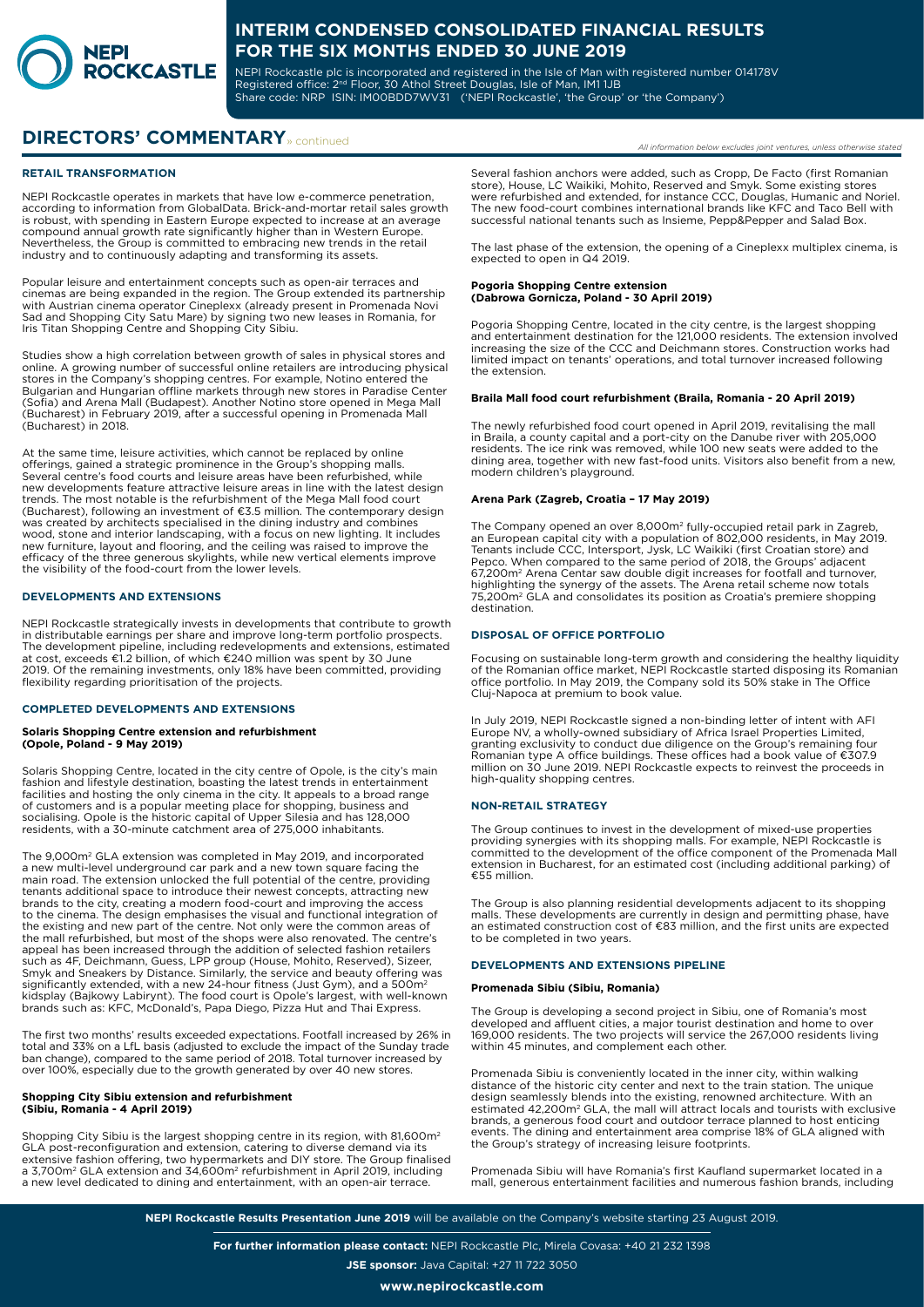## DIRECTORS' COMMENTARY » continued

*All information below excludes joint ventures, unless otherwise stated*

### RETAIL TRANSFORMATION

NEPI Rockcastle operates in markets that have low e-commerce penetration, according to information from GlobalData. Brick-and-mortar retail sales growth is robust, with spending in Eastern Europe expected to increase at an average compound annual growth rate significantly higher than in Western Europe. Nevertheless, the Group is committed to embracing new trends in the retail industry and to continuously adapting and transforming its assets.

Popular leisure and entertainment concepts such as open-air terraces and cinemas are being expanded in the region. The Group extended its partnership with Austrian cinema operator Cineplexx (already present in Promenada Novi Sad and Shopping City Satu Mare) by signing two new leases in Romania, for Iris Titan Shopping Centre and Shopping City Sibiu.

Studies show a high correlation between growth of sales in physical stores and online. A growing number of successful online retailers are introducing physical stores in the Company's shopping centres. For example, Notino entered the Bulgarian and Hungarian offline markets through new stores in Paradise Center (Sofia) and Arena Mall (Budapest). Another Notino store opened in Mega Mall (Bucharest) in February 2019, after a successful opening in Promenada Mall (Bucharest) in 2018.

At the same time, leisure activities, which cannot be replaced by online offerings, gained a strategic prominence in the Group's shopping malls. Several centre's food courts and leisure areas have been refurbished, while new developments feature attractive leisure areas in line with the latest design trends. The most notable is the refurbishment of the Mega Mall food court (Bucharest), following an investment of €3.5 million. The contemporary design was created by architects specialised in the dining industry and combines wood, stone and interior landscaping, with a focus on new lighting. It includes new furniture, layout and flooring, and the ceiling was raised to improve the efficacy of the three generous skylights, while new vertical elements improve the visibility of the food-court from the lower levels.

### DEVELOPMENTS AND EXTENSIONS

NEPI Rockcastle strategically invests in developments that contribute to growth in distributable earnings per share and improve long-term portfolio prospects. The development pipeline, including redevelopments and extensions, estimated at cost, exceeds €1.2 billion, of which €240 million was spent by 30 June 2019. Of the remaining investments, only 18% have been committed, providing flexibility regarding prioritisation of the projects.

### COMPLETED DEVELOPMENTS AND EXTENSIONS

#### Solaris Shopping Centre extension and refurbishment (Opole, Poland - 9 May 2019)

Solaris Shopping Centre, located in the city centre of Opole, is the city's main fashion and lifestyle destination, boasting the latest trends in entertainment facilities and hosting the only cinema in the city. It appeals to a broad range of customers and is a popular meeting place for shopping, business and socialising. Opole is the historic capital of Upper Silesia and has 128,000 residents, with a 30-minute catchment area of 275,000 inhabitants.

The 9,000m² GLA extension was completed in May 2019, and incorporated a new multi-level underground car park and a new town square facing the main road. The extension unlocked the full potential of the centre, providing tenants additional space to introduce their newest concepts, attracting new brands to the city, creating a modern food-court and improving the access to the cinema. The design emphasises the visual and functional integration of the existing and new part of the centre. Not only were the common areas of the mall refurbished, but most of the shops were also renovated. The centre's appeal has been increased through the addition of selected fashion retailers such as 4F, Deichmann, Guess, LPP group (House, Mohito, Reserved), Sizeer, Smyk and Sneakers by Distance. Similarly, the service and beauty offering was significantly extended, with a new 24-hour fitness (Just Gym), and a 500m² kidsplay (Bajkowy Labirynt). The food court is Opole's largest, with well-known brands such as: KFC, McDonald's, Papa Diego, Pizza Hut and Thai Express.

The first two months' results exceeded expectations. Footfall increased by 26% in total and 33% on a LfL basis (adjusted to exclude the impact of the Sunday trade ban change), compared to the same period of 2018. Total turnover increased by over 100%, especially due to the growth generated by over 40 new stores.

#### Shopping City Sibiu extension and refurbishment (Sibiu, Romania - 4 April 2019)

Shopping City Sibiu is the largest shopping centre in its region, with 81,600m² GLA post-reconfiguration and extension, catering to diverse demand via its extensive fashion offering, two hypermarkets and DIY store. The Group finalised a 3,700m² GLA extension and 34,600m² refurbishment in April 2019, including a new level dedicated to dining and entertainment, with an open-air terrace.

Several fashion anchors were added, such as Cropp, De Facto (first Romanian store), House, LC Waikiki, Mohito, Reserved and Smyk. Some existing stores were refurbished and extended, for instance CCC, Douglas, Humanic and Noriel. The new food-court combines international brands like KFC and Taco Bell with successful national tenants such as Insieme, Pepp&Pepper and Salad Box.

The last phase of the extension, the opening of a Cineplexx multiplex cinema, is expected to open in Q4 2019.

#### Pogoria Shopping Centre extension (Dabrowa Gornicza, Poland - 30 April 2019)

Pogoria Shopping Centre, located in the city centre, is the largest shopping and entertainment destination for the 121,000 residents. The extension involved increasing the size of the CCC and Deichmann stores. Construction works had limited impact on tenants' operations, and total turnover increased following the extension.

#### Braila Mall food court refurbishment (Braila, Romania - 20 April 2019)

The newly refurbished food court opened in April 2019, revitalising the mall in Braila, a county capital and a port-city on the Danube river with 205,000 residents. The ice rink was removed, while 100 new seats were added to the dining area, together with new fast-food units. Visitors also benefit from a new, modern children's playground.

#### Arena Park (Zagreb, Croatia – 17 May 2019)

The Company opened an over 8,000m² fully-occupied retail park in Zagreb, an European capital city with a population of 802,000 residents, in May 2019. Tenants include CCC, Intersport, Jysk, LC Waikiki (first Croatian store) and Pepco. When compared to the same period of 2018, the Groups' adjacent 67,200m² Arena Centar saw double digit increases for footfall and turnover, highlighting the synergy of the assets. The Arena retail scheme now totals 75,200m² GLA and consolidates its position as Croatia's premiere shopping destination.

### DISPOSAL OF OFFICE PORTFOLIO

Focusing on sustainable long-term growth and considering the healthy liquidity of the Romanian office market, NEPI Rockcastle started disposing its Romanian office portfolio. In May 2019, the Company sold its 50% stake in The Office Cluj-Napoca at premium to book value.

In July 2019, NEPI Rockcastle signed a non-binding letter of intent with AFI Europe NV, a wholly-owned subsidiary of Africa Israel Properties Limited, granting exclusivity to conduct due diligence on the Group's remaining four Romanian type A office buildings. These offices had a book value of €307.9 million on 30 June 2019. NEPI Rockcastle expects to reinvest the proceeds in high-quality shopping centres.

### NON-RETAIL STRATEGY

The Group continues to invest in the development of mixed-use properties providing synergies with its shopping malls. For example, NEPI Rockcastle is committed to the development of the office component of the Promenada Mall extension in Bucharest, for an estimated cost (including additional parking) of €55 million.

The Group is also planning residential developments adjacent to its shopping malls. These developments are currently in design and permitting phase, have an estimated construction cost of €83 million, and the first units are expected to be completed in two years.

### DEVELOPMENTS AND EXTENSIONS PIPELINE

#### Promenada Sibiu (Sibiu, Romania)

The Group is developing a second project in Sibiu, one of Romania's most developed and affluent cities, a major tourist destination and home to over 169,000 residents. The two projects will service the 267,000 residents living within 45 minutes, and complement each other.

Promenada Sibiu is conveniently located in the inner city, within walking distance of the historic city center and next to the train station. The unique design seamlessly blends into the existing, renowned architecture. With an estimated 42,200m² GLA, the mall will attract locals and tourists with exclusive brands, a generous food court and outdoor terrace planned to host enticing events. The dining and entertainment area comprise 18% of GLA aligned with the Group's strategy of increasing leisure footprints.

Promenada Sibiu will have Romania's first Kaufland supermarket located in a mall, generous entertainment facilities and numerous fashion brands, including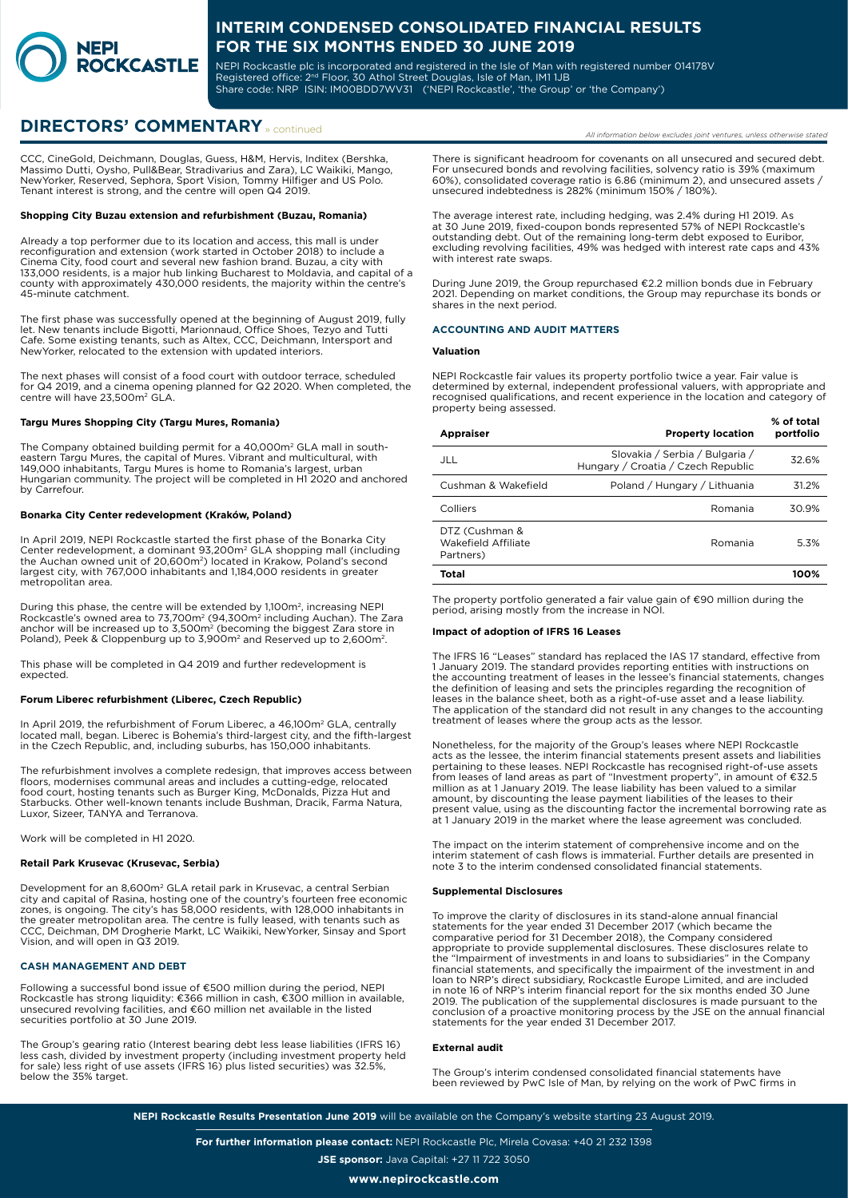## DIRECTORS' COMMENTARY » continued

*All information below excludes joint ventures, unless otherwise stated*

CCC, CineGold, Deichmann, Douglas, Guess, H&M, Hervis, Inditex (Bershka, Massimo Dutti, Oysho, Pull&Bear, Stradivarius and Zara), LC Waikiki, Mango, NewYorker, Reserved, Sephora, Sport Vision, Tommy Hilfiger and US Polo. Tenant interest is strong, and the centre will open Q4 2019.

**Shopping City Buzau extension and refurbishment (Buzau, Romania)**

Already a top performer due to its location and access, this mall is under reconfiguration and extension (work started in October 2018) to include a Cinema City, food court and several new fashion brand. Buzau, a city with 133,000 residents, is a major hub linking Bucharest to Moldavia, and capital of a county with approximately 430,000 residents, the majority within the centre's 45-minute catchment.

The first phase was successfully opened at the beginning of August 2019, fully let. New tenants include Bigotti, Marionnaud, Office Shoes, Tezyo and Tutti Cafe. Some existing tenants, such as Altex, CCC, Deichmann, Intersport and NewYorker, relocated to the extension with updated interiors.

The next phases will consist of a food court with outdoor terrace, scheduled for Q4 2019, and a cinema opening planned for Q2 2020. When completed, the centre will have 23,500m² GLA.

**Targu Mures Shopping City (Targu Mures, Romania)**

The Company obtained building permit for a 40,000m² GLA mall in south-eastern Targu Mures, the capital of Mures. Vibrant and multicultural, with 149,000 inhabitants, Targu Mures is home to Romania's largest, urban Hungarian community. The project will be completed in H1 2020 and anchored by Carrefour.

**Bonarka City Center redevelopment (Kraków, Poland)**

In April 2019, NEPI Rockcastle started the first phase of the Bonarka City Center redevelopment, a dominant 93,200m² GLA shopping mall (including the Auchan owned unit of 20,600m²) located in Krakow, Poland's second largest city, with 767,000 inhabitants and 1,184,000 residents in greater metropolitan area.

During this phase, the centre will be extended by 1,100m², increasing NEPI Rockcastle's owned area to 73,700m² (94,300m² including Auchan). The Zara anchor will be increased up to 3,500m² (becoming the biggest Zara store in Poland), Peek & Cloppenburg up to 3,900m² and Reserved up to 2,600m².

This phase will be completed in Q4 2019 and further redevelopment is expected.

**Forum Liberec refurbishment (Liberec, Czech Republic)**

In April 2019, the refurbishment of Forum Liberec, a 46,100m² GLA, centrally located mall, began. Liberec is Bohemia's third-largest city, and the fifth-largest in the Czech Republic, and, including suburbs, has 150,000 inhabitants.

The refurbishment involves a complete redesign, that improves access between floors, modernises communal areas and includes a cutting-edge, relocated food court, hosting tenants such as Burger King, McDonalds, Pizza Hut and Starbucks. Other well-known tenants include Bushman, Dracik, Farma Natura, Luxor, Sizeer, TANYA and Terranova.

Work will be completed in H1 2020.

**Retail Park Krusevac (Krusevac, Serbia)**

Development for an 8,600m² GLA retail park in Krusevac, a central Serbian city and capital of Rasina, hosting one of the country's fourteen free economic zones, is ongoing. The city's has 58,000 residents, with 128,000 inhabitants in the greater metropolitan area. The centre is fully leased, with tenants such as CCC, Deichman, DM Drogherie Markt, LC Waikiki, NewYorker, Sinsay and Sport Vision, and will open in Q3 2019.

### CASH MANAGEMENT AND DEBT

Following a successful bond issue of €500 million during the period, NEPI Rockcastle has strong liquidity: €366 million in cash, €300 million in available, unsecured revolving facilities, and €60 million net available in the listed securities portfolio at 30 June 2019.

The Group's gearing ratio (Interest bearing debt less lease liabilities (IFRS 16) less cash, divided by investment property (including investment property held for sale) less right of use assets (IFRS 16) plus listed securities) was 32.5%, below the 35% target.

There is significant headroom for covenants on all unsecured and secured debt. For unsecured bonds and revolving facilities, solvency ratio is 39% (maximum 60%), consolidated coverage ratio is 6.86 (minimum 2), and unsecured assets / unsecured indebtedness is 282% (minimum 150% / 180%).

The average interest rate, including hedging, was 2.4% during H1 2019. As at 30 June 2019, fixed-coupon bonds represented 57% of NEPI Rockcastle's outstanding debt. Out of the remaining long-term debt exposed to Euribor, excluding revolving facilities, 49% was hedged with interest rate caps and 43% with interest rate swaps.

During June 2019, the Group repurchased €2.2 million bonds due in February 2021. Depending on market conditions, the Group may repurchase its bonds or shares in the next period.

### ACCOUNTING AND AUDIT MATTERS

**Valuation**

NEPI Rockcastle fair values its property portfolio twice a year. Fair value is determined by external, independent professional valuers, with appropriate and recognised qualifications, and recent experience in the location and category of property being assessed.

| Appraiser | Property location | % of total portfolio |
|---|---|---|
| JLL | Slovakia / Serbia / Bulgaria / Hungary / Croatia / Czech Republic | 32.6% |
| Cushman & Wakefield | Poland / Hungary / Lithuania | 31.2% |
| Colliers | Romania | 30.9% |
| DTZ (Cushman & Wakefield Affiliate Partners) | Romania | 5.3% |
| **Total** | | **100%** |

The property portfolio generated a fair value gain of €90 million during the period, arising mostly from the increase in NOI.

**Impact of adoption of IFRS 16 Leases**

The IFRS 16 "Leases" standard has replaced the IAS 17 standard, effective from 1 January 2019. The standard provides reporting entities with instructions on the accounting treatment of leases in the lessee's financial statements, changes the definition of leasing and sets the principles regarding the recognition of leases in the balance sheet, both as a right-of-use asset and a lease liability. The application of the standard did not result in any changes to the accounting treatment of leases where the group acts as the lessor.

Nonetheless, for the majority of the Group's leases where NEPI Rockcastle acts as the lessee, the interim financial statements present assets and liabilities pertaining to these leases. NEPI Rockcastle has recognised right-of-use assets from leases of land areas as part of "Investment property", in amount of €32.5 million as at 1 January 2019. The lease liability has been valued to a similar amount, by discounting the lease payment liabilities of the leases to their present value, using as the discounting factor the incremental borrowing rate as at 1 January 2019 in the market where the lease agreement was concluded.

The impact on the interim statement of comprehensive income and on the interim statement of cash flows is immaterial. Further details are presented in note 3 to the interim condensed consolidated financial statements.

**Supplemental Disclosures**

To improve the clarity of disclosures in its stand-alone annual financial statements for the year ended 31 December 2017 (which became the comparative period for 31 December 2018), the Company considered appropriate to provide supplemental disclosures. These disclosures relate to the "Impairment of investments in and loans to subsidiaries" in the Company financial statements, and specifically the impairment of the investment in and loan to NRP's direct subsidiary, Rockcastle Europe Limited, and are included in note 16 of NRP's interim financial report for the six months ended 30 June 2019. The publication of the supplemental disclosures is made pursuant to the conclusion of a proactive monitoring process by the JSE on the annual financial statements for the year ended 31 December 2017.

**External audit**

The Group's interim condensed consolidated financial statements have been reviewed by PwC Isle of Man, by relying on the work of PwC firms in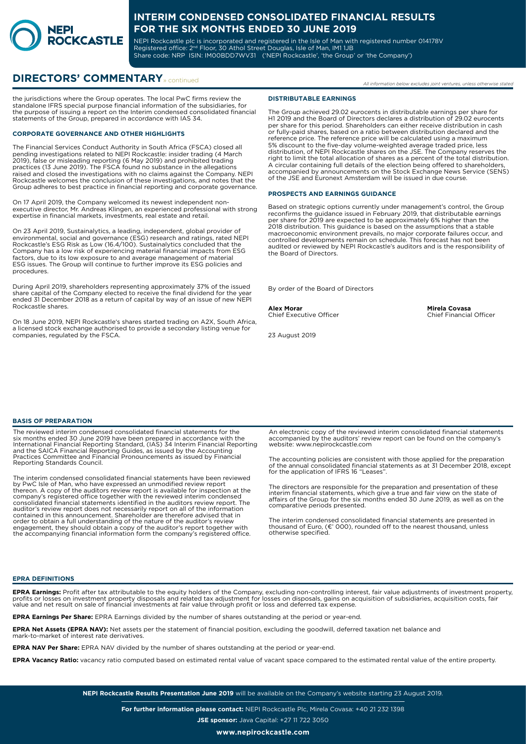## DIRECTORS' COMMENTARY » continued

*All information below excludes joint ventures, unless otherwise stated*

the jurisdictions where the Group operates. The local PwC firms review the standalone IFRS special purpose financial information of the subsidiaries, for the purpose of issuing a report on the Interim condensed consolidated financial statements of the Group, prepared in accordance with IAS 34.

### CORPORATE GOVERNANCE AND OTHER HIGHLIGHTS

The Financial Services Conduct Authority in South Africa (FSCA) closed all pending investigations related to NEPI Rockcastle: insider trading (4 March 2019), false or misleading reporting (6 May 2019) and prohibited trading practices (13 June 2019). The FSCA found no substance in the allegations raised and closed the investigations with no claims against the Company. NEPI Rockcastle welcomes the conclusion of these investigations, and notes that the Group adheres to best practice in financial reporting and corporate governance.

On 17 April 2019, the Company welcomed its newest independent non-executive director, Mr. Andreas Klingen, an experienced professional with strong expertise in financial markets, investments, real estate and retail.

On 23 April 2019, Sustainalytics, a leading, independent, global provider of environmental, social and governance (ESG) research and ratings, rated NEPI Rockcastle's ESG Risk as Low (16.4/100). Sustainalytics concluded that the Company has a low risk of experiencing material financial impacts from ESG factors, due to its low exposure to and average management of material ESG issues. The Group will continue to further improve its ESG policies and procedures.

During April 2019, shareholders representing approximately 37% of the issued share capital of the Company elected to receive the final dividend for the year ended 31 December 2018 as a return of capital by way of an issue of new NEPI Rockcastle shares.

On 18 June 2019, NEPI Rockcastle's shares started trading on A2X, South Africa, a licensed stock exchange authorised to provide a secondary listing venue for companies, regulated by the FSCA.

### DISTRIBUTABLE EARNINGS

The Group achieved 29.02 eurocents in distributable earnings per share for H1 2019 and the Board of Directors declares a distribution of 29.02 eurocents per share for this period. Shareholders can either receive distribution in cash or fully-paid shares, based on a ratio between distribution declared and the reference price. The reference price will be calculated using a maximum 5% discount to the five-day volume-weighted average traded price, less distribution, of NEPI Rockcastle shares on the JSE. The Company reserves the right to limit the total allocation of shares as a percent of the total distribution. A circular containing full details of the election being offered to shareholders, accompanied by announcements on the Stock Exchange News Service (SENS) of the JSE and Euronext Amsterdam will be issued in due course.

### PROSPECTS AND EARNINGS GUIDANCE

Based on strategic options currently under management's control, the Group reconfirms the guidance issued in February 2019, that distributable earnings per share for 2019 are expected to be approximately 6% higher than the 2018 distribution. This guidance is based on the assumptions that a stable macroeconomic environment prevails, no major corporate failures occur, and controlled developments remain on schedule. This forecast has not been audited or reviewed by NEPI Rockcastle's auditors and is the responsibility of the Board of Directors.

By order of the Board of Directors

**Alex Morar**
Chief Executive Officer

**Mirela Covasa**
Chief Financial Officer

23 August 2019

### BASIS OF PREPARATION

The reviewed interim condensed consolidated financial statements for the six months ended 30 June 2019 have been prepared in accordance with the International Financial Reporting Standard, (IAS) 34 Interim Financial Reporting and the SAICA Financial Reporting Guides, as issued by the Accounting Practices Committee and Financial Pronouncements as issued by Financial Reporting Standards Council.

The interim condensed consolidated financial statements have been reviewed by PwC Isle of Man, who have expressed an unmodified review report thereon. A copy of the auditors review report is available for inspection at the company's registered office together with the reviewed interim condensed consolidated financial statements identified in the auditors review report. The auditor's review report does not necessarily report on all of the information contained in this announcement. Shareholder are therefore advised that in order to obtain a full understanding of the nature of the auditor's review engagement, they should obtain a copy of the auditor's report together with the accompanying financial information form the company's registered office.

An electronic copy of the reviewed interim consolidated financial statements accompanied by the auditors' review report can be found on the company's website: www.nepirockcastle.com

The accounting policies are consistent with those applied for the preparation of the annual consolidated financial statements as at 31 December 2018, except for the application of IFRS 16 "Leases".

The directors are responsible for the preparation and presentation of these interim financial statements, which give a true and fair view on the state of affairs of the Group for the six months ended 30 June 2019, as well as on the comparative periods presented.

The interim condensed consolidated financial statements are presented in thousand of Euro, (€' 000), rounded off to the nearest thousand, unless otherwise specified.

### EPRA DEFINITIONS

**EPRA Earnings:** Profit after tax attributable to the equity holders of the Company, excluding non-controlling interest, fair value adjustments of investment property, profits or losses on investment property disposals and related tax adjustment for losses on disposals, gains on acquisition of subsidiaries, acquisition costs, fair value and net result on sale of financial investments at fair value through profit or loss and deferred tax expense.

**EPRA Earnings Per Share:** EPRA Earnings divided by the number of shares outstanding at the period or year-end.

**EPRA Net Assets (EPRA NAV):** Net assets per the statement of financial position, excluding the goodwill, deferred taxation net balance and mark-to-market of interest rate derivatives.

**EPRA NAV Per Share:** EPRA NAV divided by the number of shares outstanding at the period or year-end.

**EPRA Vacancy Ratio:** vacancy ratio computed based on estimated rental value of vacant space compared to the estimated rental value of the entire property.

**NEPI Rockcastle Results Presentation June 2019** will be available on the Company's website starting 23 August 2019.

**For further information please contact:** NEPI Rockcastle Plc, Mirela Covasa: +40 21 232 1398

**JSE sponsor:** Java Capital: +27 11 722 3050

**www.nepirockcastle.com**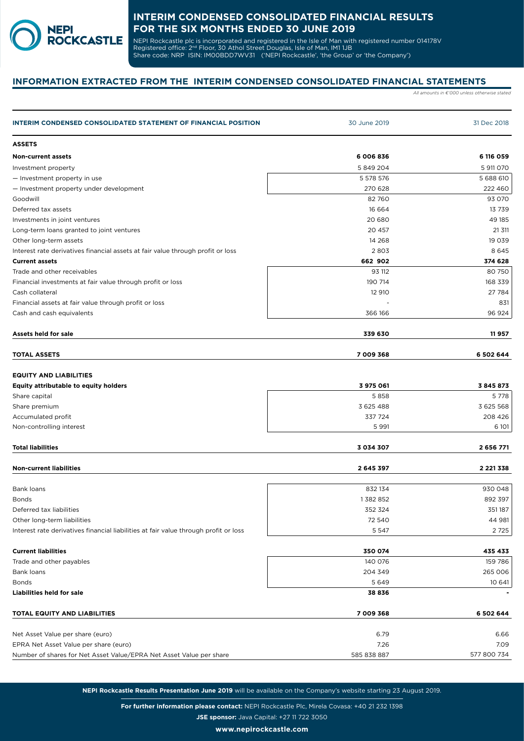# INTERIM CONDENSED CONSOLIDATED FINANCIAL RESULTS FOR THE SIX MONTHS ENDED 30 JUNE 2019

NEPI Rockcastle plc is incorporated and registered in the Isle of Man with registered number 014178V
Registered office: 2nd Floor, 30 Athol Street Douglas, Isle of Man, IM1 1JB
Share code: NRP ISIN: IM00BDD7WV31 ('NEPI Rockcastle', 'the Group' or 'the Company')

## INFORMATION EXTRACTED FROM THE INTERIM CONDENSED CONSOLIDATED FINANCIAL STATEMENTS

*All amounts in €'000 unless otherwise stated*

| INTERIM CONDENSED CONSOLIDATED STATEMENT OF FINANCIAL POSITION | 30 June 2019 | 31 Dec 2018 |
|---|---|---|
| **ASSETS** | | |
| **Non-current assets** | **6 006 836** | **6 116 059** |
| Investment property | 5 849 204 | 5 911 070 |
| — Investment property in use | 5 578 576 | 5 688 610 |
| — Investment property under development | 270 628 | 222 460 |
| Goodwill | 82 760 | 93 070 |
| Deferred tax assets | 16 664 | 13 739 |
| Investments in joint ventures | 20 680 | 49 185 |
| Long-term loans granted to joint ventures | 20 457 | 21 311 |
| Other long-term assets | 14 268 | 19 039 |
| Interest rate derivatives financial assets at fair value through profit or loss | 2 803 | 8 645 |
| **Current assets** | **662 902** | **374 628** |
| Trade and other receivables | 93 112 | 80 750 |
| Financial investments at fair value through profit or loss | 190 714 | 168 339 |
| Cash collateral | 12 910 | 27 784 |
| Financial assets at fair value through profit or loss | - | 831 |
| Cash and cash equivalents | 366 166 | 96 924 |
| **Assets held for sale** | **339 630** | **11 957** |
| **TOTAL ASSETS** | **7 009 368** | **6 502 644** |
| **EQUITY AND LIABILITIES** | | |
| **Equity attributable to equity holders** | **3 975 061** | **3 845 873** |
| Share capital | 5 858 | 5 778 |
| Share premium | 3 625 488 | 3 625 568 |
| Accumulated profit | 337 724 | 208 426 |
| Non-controlling interest | 5 991 | 6 101 |
| **Total liabilities** | **3 034 307** | **2 656 771** |
| **Non-current liabilities** | **2 645 397** | **2 221 338** |
| Bank loans | 832 134 | 930 048 |
| Bonds | 1 382 852 | 892 397 |
| Deferred tax liabilities | 352 324 | 351 187 |
| Other long-term liabilities | 72 540 | 44 981 |
| Interest rate derivatives financial liabilities at fair value through profit or loss | 5 547 | 2 725 |
| **Current liabilities** | **350 074** | **435 433** |
| Trade and other payables | 140 076 | 159 786 |
| Bank loans | 204 349 | 265 006 |
| Bonds | 5 649 | 10 641 |
| **Liabilities held for sale** | **38 836** | **-** |
| **TOTAL EQUITY AND LIABILITIES** | **7 009 368** | **6 502 644** |
| Net Asset Value per share (euro) | 6.79 | 6.66 |
| EPRA Net Asset Value per share (euro) | 7.26 | 7.09 |
| Number of shares for Net Asset Value/EPRA Net Asset Value per share | 585 838 887 | 577 800 734 |

**NEPI Rockcastle Results Presentation June 2019** will be available on the Company's website starting 23 August 2019.

**For further information please contact:** NEPI Rockcastle Plc, Mirela Covasa: +40 21 232 1398

**JSE sponsor:** Java Capital: +27 11 722 3050

**www.nepirockcastle.com**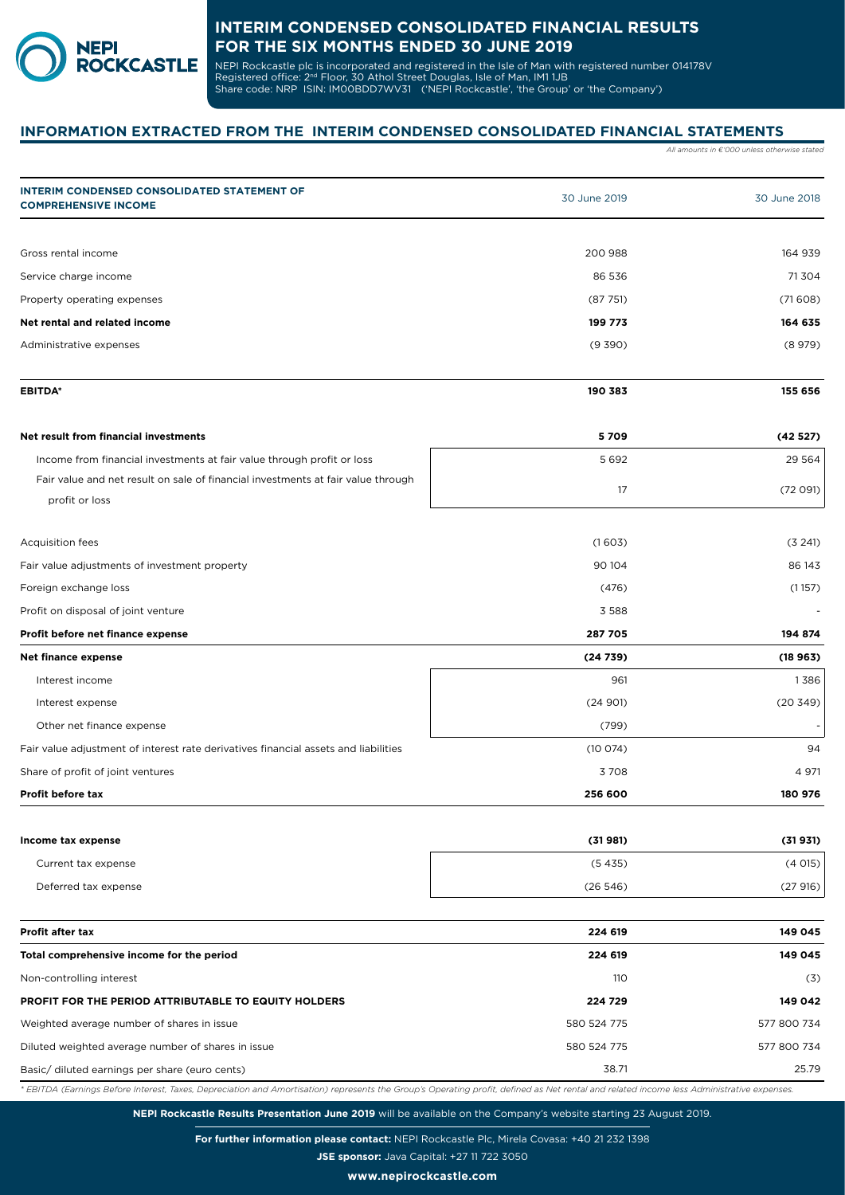# INTERIM CONDENSED CONSOLIDATED FINANCIAL RESULTS FOR THE SIX MONTHS ENDED 30 JUNE 2019

NEPI Rockcastle plc is incorporated and registered in the Isle of Man with registered number 014178V
Registered office: 2nd Floor, 30 Athol Street Douglas, Isle of Man, IM1 1JB
Share code: NRP ISIN: IM00BDD7WV31 ('NEPI Rockcastle', 'the Group' or 'the Company')

## INFORMATION EXTRACTED FROM THE INTERIM CONDENSED CONSOLIDATED FINANCIAL STATEMENTS

*All amounts in €'000 unless otherwise stated*

| INTERIM CONDENSED CONSOLIDATED STATEMENT OF COMPREHENSIVE INCOME | 30 June 2019 | 30 June 2018 |
|---|---|---|
| Gross rental income | 200 988 | 164 939 |
| Service charge income | 86 536 | 71 304 |
| Property operating expenses | (87 751) | (71 608) |
| **Net rental and related income** | **199 773** | **164 635** |
| Administrative expenses | (9 390) | (8 979) |
| **EBITDA*** | **190 383** | **155 656** |
| **Net result from financial investments** | **5 709** | **(42 527)** |
| Income from financial investments at fair value through profit or loss | 5 692 | 29 564 |
| Fair value and net result on sale of financial investments at fair value through profit or loss | 17 | (72 091) |
| Acquisition fees | (1 603) | (3 241) |
| Fair value adjustments of investment property | 90 104 | 86 143 |
| Foreign exchange loss | (476) | (1 157) |
| Profit on disposal of joint venture | 3 588 | - |
| **Profit before net finance expense** | **287 705** | **194 874** |
| **Net finance expense** | **(24 739)** | **(18 963)** |
| Interest income | 961 | 1 386 |
| Interest expense | (24 901) | (20 349) |
| Other net finance expense | (799) | - |
| Fair value adjustment of interest rate derivatives financial assets and liabilities | (10 074) | 94 |
| Share of profit of joint ventures | 3 708 | 4 971 |
| **Profit before tax** | **256 600** | **180 976** |
| **Income tax expense** | **(31 981)** | **(31 931)** |
| Current tax expense | (5 435) | (4 015) |
| Deferred tax expense | (26 546) | (27 916) |
| **Profit after tax** | **224 619** | **149 045** |
| **Total comprehensive income for the period** | **224 619** | **149 045** |
| Non-controlling interest | 110 | (3) |
| **PROFIT FOR THE PERIOD ATTRIBUTABLE TO EQUITY HOLDERS** | **224 729** | **149 042** |
| Weighted average number of shares in issue | 580 524 775 | 577 800 734 |
| Diluted weighted average number of shares in issue | 580 524 775 | 577 800 734 |
| Basic/ diluted earnings per share (euro cents) | 38.71 | 25.79 |

*\* EBITDA (Earnings Before Interest, Taxes, Depreciation and Amortisation) represents the Group's Operating profit, defined as Net rental and related income less Administrative expenses.*

**NEPI Rockcastle Results Presentation June 2019** will be available on the Company's website starting 23 August 2019.

**For further information please contact:** NEPI Rockcastle Plc, Mirela Covasa: +40 21 232 1398

**JSE sponsor:** Java Capital: +27 11 722 3050

**www.nepirockcastle.com**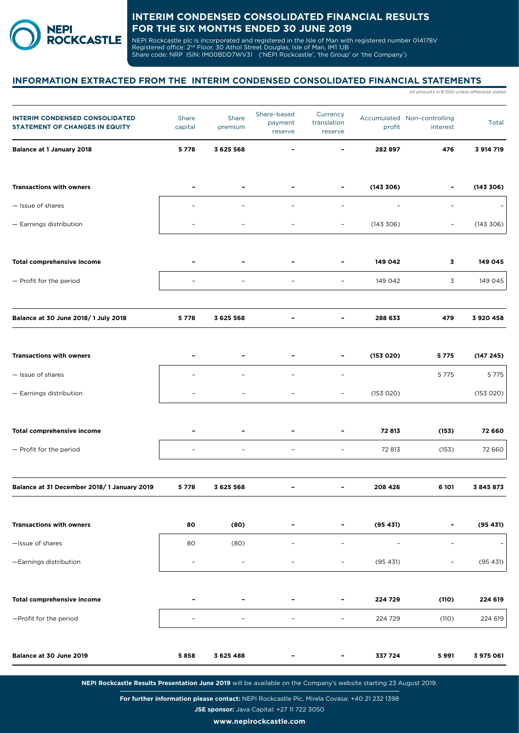# INTERIM CONDENSED CONSOLIDATED FINANCIAL RESULTS FOR THE SIX MONTHS ENDED 30 JUNE 2019

NEPI Rockcastle plc is incorporated and registered in the Isle of Man with registered number 014178V
Registered office: 2nd Floor, 30 Athol Street Douglas, Isle of Man, IM1 1JB
Share code: NRP ISIN: IM00BDD7WV31 ('NEPI Rockcastle', 'the Group' or 'the Company')

## INFORMATION EXTRACTED FROM THE INTERIM CONDENSED CONSOLIDATED FINANCIAL STATEMENTS

*All amounts in €'000 unless otherwise stated*

| INTERIM CONDENSED CONSOLIDATED STATEMENT OF CHANGES IN EQUITY | Share capital | Share premium | Share-based payment reserve | Currency translation reserve | Accumulated profit | Non-controlling interest | Total |
|---|---|---|---|---|---|---|---|
| **Balance at 1 January 2018** | **5 778** | **3 625 568** | **-** | **-** | **282 897** | **476** | **3 914 719** |
| **Transactions with owners** | **-** | **-** | **-** | **-** | **(143 306)** | **-** | **(143 306)** |
| — Issue of shares | - | - | - | - | - | - | - |
| — Earnings distribution | - | - | - | - | (143 306) | - | (143 306) |
| **Total comprehensive income** | **-** | **-** | **-** | **-** | **149 042** | **3** | **149 045** |
| — Profit for the period | - | - | - | - | 149 042 | 3 | 149 045 |
| **Balance at 30 June 2018/ 1 July 2018** | **5 778** | **3 625 568** | **-** | **-** | **288 633** | **479** | **3 920 458** |
| **Transactions with owners** | **-** | **-** | **-** | **-** | **(153 020)** | **5 775** | **(147 245)** |
| — Issue of shares | - | - | - | - | | 5 775 | 5 775 |
| — Earnings distribution | - | - | - | - | (153 020) | | (153 020) |
| **Total comprehensive income** | **-** | **-** | **-** | **-** | **72 813** | **(153)** | **72 660** |
| — Profit for the period | - | - | - | - | 72 813 | (153) | 72 660 |
| **Balance at 31 December 2018/ 1 January 2019** | **5 778** | **3 625 568** | **-** | **-** | **208 426** | **6 101** | **3 845 873** |
| **Transactions with owners** | **80** | **(80)** | **-** | **-** | **(95 431)** | **-** | **(95 431)** |
| —Issue of shares | 80 | (80) | - | - | - | - | - |
| —Earnings distribution | - | - | - | - | (95 431) | - | (95 431) |
| **Total comprehensive income** | **-** | **-** | **-** | **-** | **224 729** | **(110)** | **224 619** |
| —Profit for the period | - | - | - | - | 224 729 | (110) | 224 619 |
| **Balance at 30 June 2019** | **5 858** | **3 625 488** | **-** | **-** | **337 724** | **5 991** | **3 975 061** |

**NEPI Rockcastle Results Presentation June 2019** will be available on the Company's website starting 23 August 2019.

**For further information please contact:** NEPI Rockcastle Plc, Mirela Covasa: +40 21 232 1398

**JSE sponsor:** Java Capital: +27 11 722 3050

**www.nepirockcastle.com**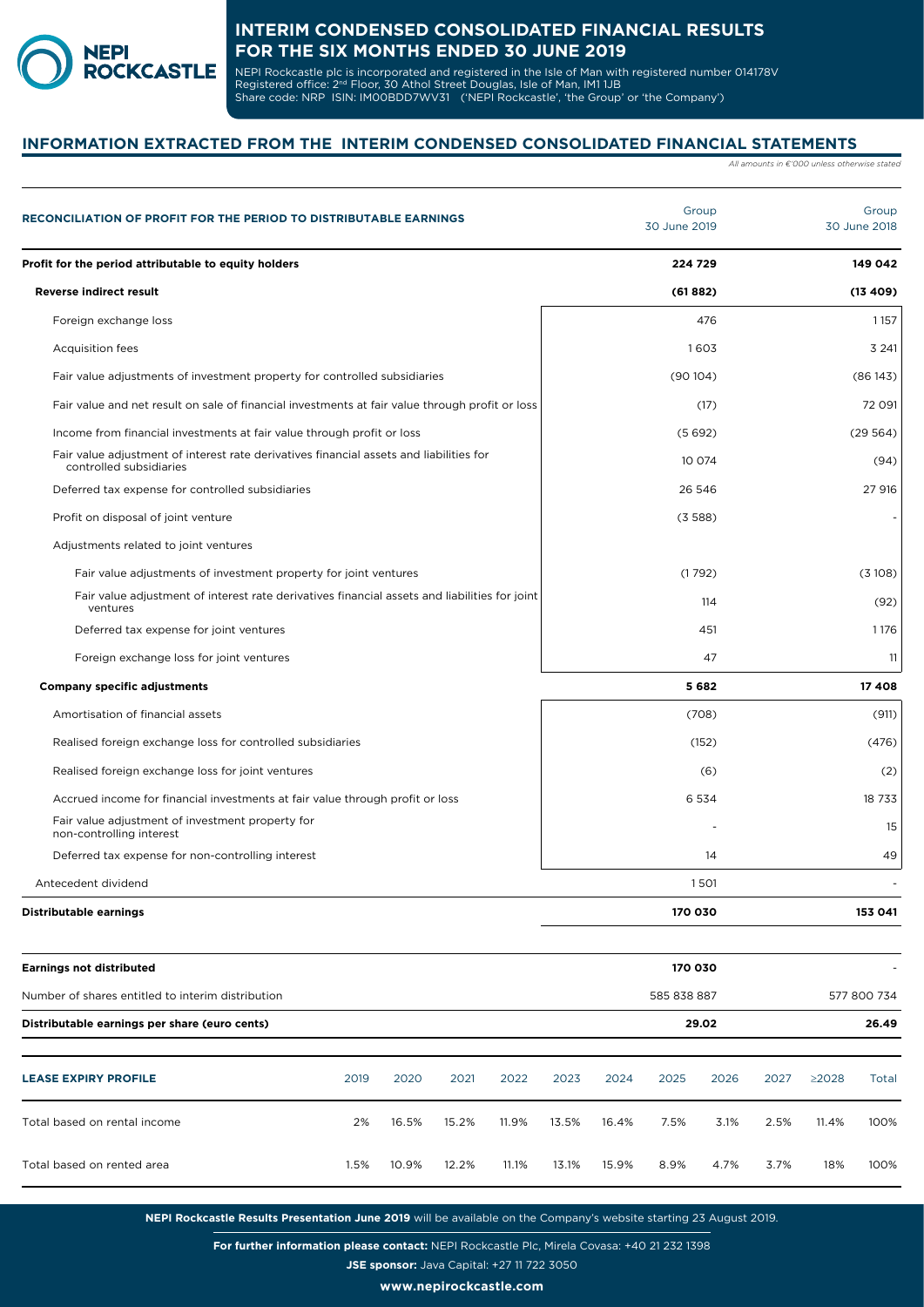# INTERIM CONDENSED CONSOLIDATED FINANCIAL RESULTS FOR THE SIX MONTHS ENDED 30 JUNE 2019

NEPI Rockcastle plc is incorporated and registered in the Isle of Man with registered number 014178V
Registered office: 2nd Floor, 30 Athol Street Douglas, Isle of Man, IM1 1JB
Share code: NRP ISIN: IM00BDD7WV31 ('NEPI Rockcastle', 'the Group' or 'the Company')

## INFORMATION EXTRACTED FROM THE INTERIM CONDENSED CONSOLIDATED FINANCIAL STATEMENTS

*All amounts in €'000 unless otherwise stated*

| RECONCILIATION OF PROFIT FOR THE PERIOD TO DISTRIBUTABLE EARNINGS | Group 30 June 2019 | Group 30 June 2018 |
|---|---|---|
| **Profit for the period attributable to equity holders** | **224 729** | **149 042** |
| **Reverse indirect result** | **(61 882)** | **(13 409)** |
| Foreign exchange loss | 476 | 1 157 |
| Acquisition fees | 1 603 | 3 241 |
| Fair value adjustments of investment property for controlled subsidiaries | (90 104) | (86 143) |
| Fair value and net result on sale of financial investments at fair value through profit or loss | (17) | 72 091 |
| Income from financial investments at fair value through profit or loss | (5 692) | (29 564) |
| Fair value adjustment of interest rate derivatives financial assets and liabilities for controlled subsidiaries | 10 074 | (94) |
| Deferred tax expense for controlled subsidiaries | 26 546 | 27 916 |
| Profit on disposal of joint venture | (3 588) | - |
| Adjustments related to joint ventures | | |
| Fair value adjustments of investment property for joint ventures | (1 792) | (3 108) |
| Fair value adjustment of interest rate derivatives financial assets and liabilities for joint ventures | 114 | (92) |
| Deferred tax expense for joint ventures | 451 | 1 176 |
| Foreign exchange loss for joint ventures | 47 | 11 |
| **Company specific adjustments** | **5 682** | **17 408** |
| Amortisation of financial assets | (708) | (911) |
| Realised foreign exchange loss for controlled subsidiaries | (152) | (476) |
| Realised foreign exchange loss for joint ventures | (6) | (2) |
| Accrued income for financial investments at fair value through profit or loss | 6 534 | 18 733 |
| Fair value adjustment of investment property for non-controlling interest | - | 15 |
| Deferred tax expense for non-controlling interest | 14 | 49 |
| Antecedent dividend | 1 501 | - |
| **Distributable earnings** | **170 030** | **153 041** |
| | | |
| **Earnings not distributed** | **170 030** | - |
| Number of shares entitled to interim distribution | 585 838 887 | 577 800 734 |
| **Distributable earnings per share (euro cents)** | **29.02** | **26.49** |

| LEASE EXPIRY PROFILE | 2019 | 2020 | 2021 | 2022 | 2023 | 2024 | 2025 | 2026 | 2027 | ≥2028 | Total |
|---|---|---|---|---|---|---|---|---|---|---|---|
| Total based on rental income | 2% | 16.5% | 15.2% | 11.9% | 13.5% | 16.4% | 7.5% | 3.1% | 2.5% | 11.4% | 100% |
| Total based on rented area | 1.5% | 10.9% | 12.2% | 11.1% | 13.1% | 15.9% | 8.9% | 4.7% | 3.7% | 18% | 100% |

**NEPI Rockcastle Results Presentation June 2019** will be available on the Company's website starting 23 August 2019.

**For further information please contact:** NEPI Rockcastle Plc, Mirela Covasa: +40 21 232 1398

**JSE sponsor:** Java Capital: +27 11 722 3050

**www.nepirockcastle.com**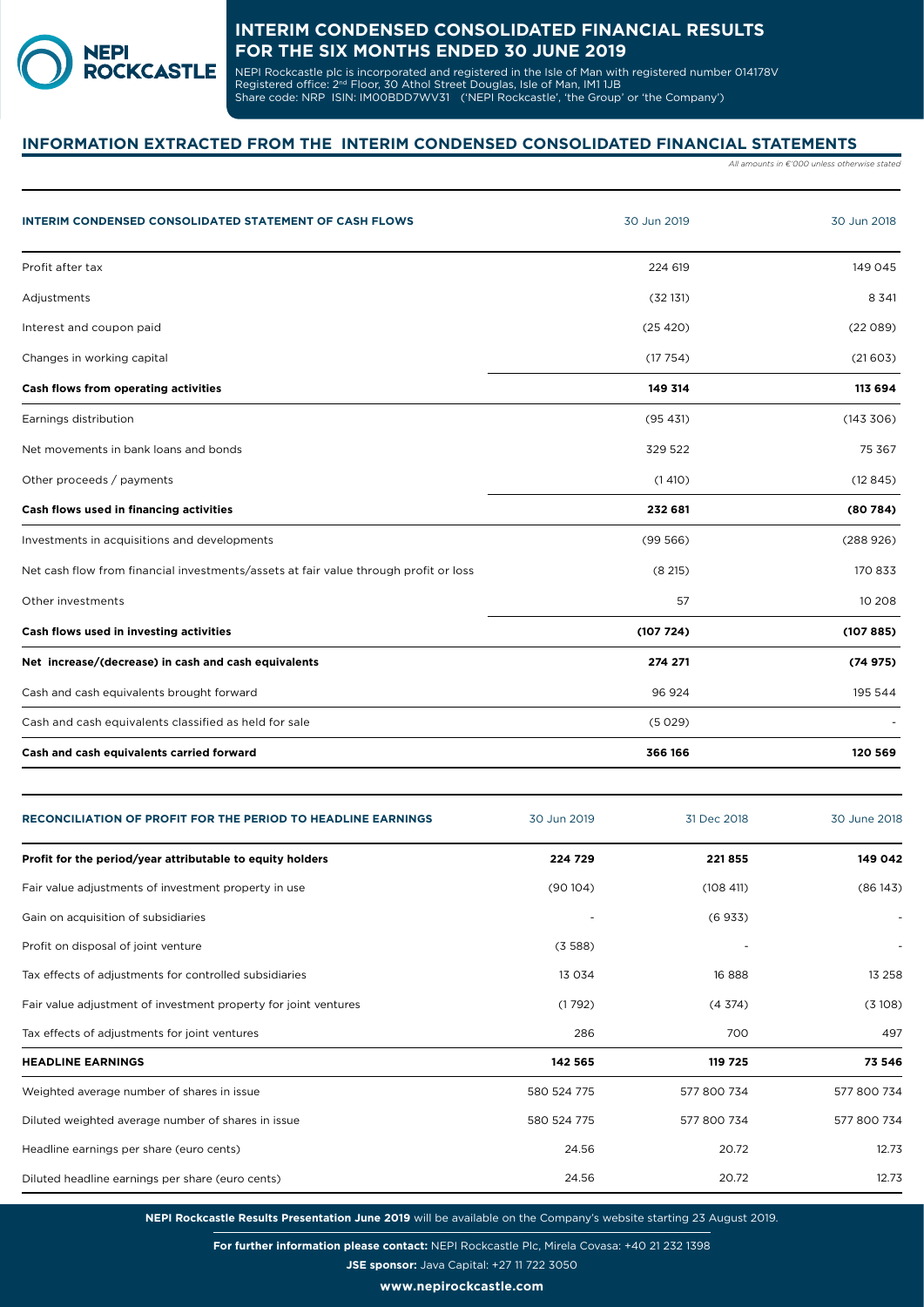# INTERIM CONDENSED CONSOLIDATED FINANCIAL RESULTS FOR THE SIX MONTHS ENDED 30 JUNE 2019

NEPI Rockcastle plc is incorporated and registered in the Isle of Man with registered number 014178V
Registered office: 2nd Floor, 30 Athol Street Douglas, Isle of Man, IM1 1JB
Share code: NRP ISIN: IM00BDD7WV31 ('NEPI Rockcastle', 'the Group' or 'the Company')

## INFORMATION EXTRACTED FROM THE INTERIM CONDENSED CONSOLIDATED FINANCIAL STATEMENTS

*All amounts in €'000 unless otherwise stated*

| INTERIM CONDENSED CONSOLIDATED STATEMENT OF CASH FLOWS | 30 Jun 2019 | 30 Jun 2018 |
|---|---|---|
| Profit after tax | 224 619 | 149 045 |
| Adjustments | (32 131) | 8 341 |
| Interest and coupon paid | (25 420) | (22 089) |
| Changes in working capital | (17 754) | (21 603) |
| **Cash flows from operating activities** | **149 314** | **113 694** |
| Earnings distribution | (95 431) | (143 306) |
| Net movements in bank loans and bonds | 329 522 | 75 367 |
| Other proceeds / payments | (1 410) | (12 845) |
| **Cash flows used in financing activities** | **232 681** | **(80 784)** |
| Investments in acquisitions and developments | (99 566) | (288 926) |
| Net cash flow from financial investments/assets at fair value through profit or loss | (8 215) | 170 833 |
| Other investments | 57 | 10 208 |
| **Cash flows used in investing activities** | **(107 724)** | **(107 885)** |
| **Net increase/(decrease) in cash and cash equivalents** | **274 271** | **(74 975)** |
| Cash and cash equivalents brought forward | 96 924 | 195 544 |
| Cash and cash equivalents classified as held for sale | (5 029) | - |
| **Cash and cash equivalents carried forward** | **366 166** | **120 569** |

| RECONCILIATION OF PROFIT FOR THE PERIOD TO HEADLINE EARNINGS | 30 Jun 2019 | 31 Dec 2018 | 30 June 2018 |
|---|---|---|---|
| **Profit for the period/year attributable to equity holders** | **224 729** | **221 855** | **149 042** |
| Fair value adjustments of investment property in use | (90 104) | (108 411) | (86 143) |
| Gain on acquisition of subsidiaries | - | (6 933) | - |
| Profit on disposal of joint venture | (3 588) | - | - |
| Tax effects of adjustments for controlled subsidiaries | 13 034 | 16 888 | 13 258 |
| Fair value adjustment of investment property for joint ventures | (1 792) | (4 374) | (3 108) |
| Tax effects of adjustments for joint ventures | 286 | 700 | 497 |
| **HEADLINE EARNINGS** | **142 565** | **119 725** | **73 546** |
| Weighted average number of shares in issue | 580 524 775 | 577 800 734 | 577 800 734 |
| Diluted weighted average number of shares in issue | 580 524 775 | 577 800 734 | 577 800 734 |
| Headline earnings per share (euro cents) | 24.56 | 20.72 | 12.73 |
| Diluted headline earnings per share (euro cents) | 24.56 | 20.72 | 12.73 |

**NEPI Rockcastle Results Presentation June 2019** will be available on the Company's website starting 23 August 2019.

**For further information please contact:** NEPI Rockcastle Plc, Mirela Covasa: +40 21 232 1398

**JSE sponsor:** Java Capital: +27 11 722 3050

**www.nepirockcastle.com**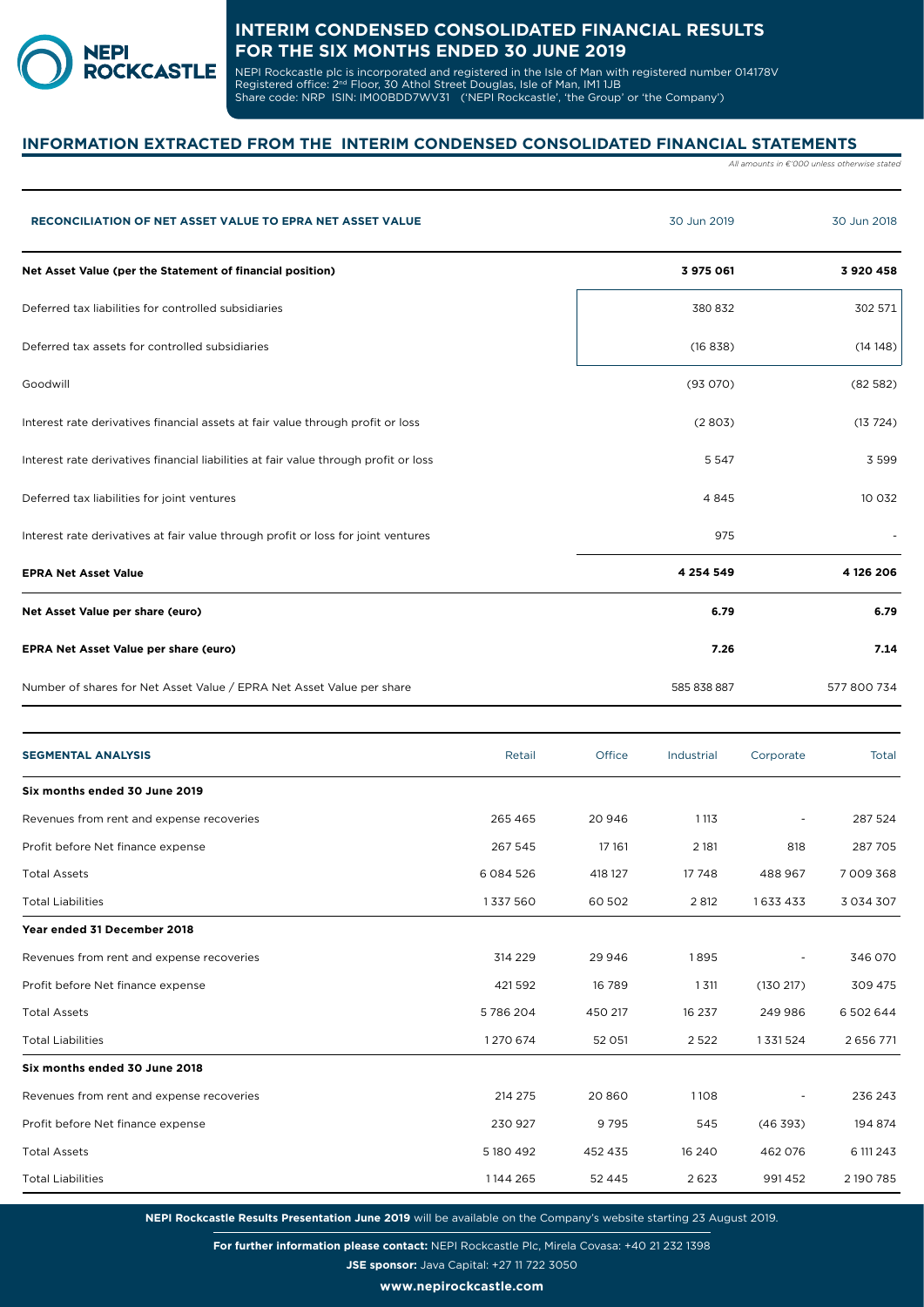# INTERIM CONDENSED CONSOLIDATED FINANCIAL RESULTS FOR THE SIX MONTHS ENDED 30 JUNE 2019

NEPI Rockcastle plc is incorporated and registered in the Isle of Man with registered number 014178V
Registered office: 2nd Floor, 30 Athol Street Douglas, Isle of Man, IM1 1JB
Share code: NRP ISIN: IM00BDD7WV31 ('NEPI Rockcastle', 'the Group' or 'the Company')

## INFORMATION EXTRACTED FROM THE INTERIM CONDENSED CONSOLIDATED FINANCIAL STATEMENTS

*All amounts in €'000 unless otherwise stated*

| RECONCILIATION OF NET ASSET VALUE TO EPRA NET ASSET VALUE | 30 Jun 2019 | 30 Jun 2018 |
|---|---|---|
| **Net Asset Value (per the Statement of financial position)** | **3 975 061** | **3 920 458** |
| Deferred tax liabilities for controlled subsidiaries | 380 832 | 302 571 |
| Deferred tax assets for controlled subsidiaries | (16 838) | (14 148) |
| Goodwill | (93 070) | (82 582) |
| Interest rate derivatives financial assets at fair value through profit or loss | (2 803) | (13 724) |
| Interest rate derivatives financial liabilities at fair value through profit or loss | 5 547 | 3 599 |
| Deferred tax liabilities for joint ventures | 4 845 | 10 032 |
| Interest rate derivatives at fair value through profit or loss for joint ventures | 975 | - |
| **EPRA Net Asset Value** | **4 254 549** | **4 126 206** |
| **Net Asset Value per share (euro)** | **6.79** | **6.79** |
| **EPRA Net Asset Value per share (euro)** | **7.26** | **7.14** |
| Number of shares for Net Asset Value / EPRA Net Asset Value per share | 585 838 887 | 577 800 734 |

| SEGMENTAL ANALYSIS | Retail | Office | Industrial | Corporate | Total |
|---|---|---|---|---|---|
| **Six months ended 30 June 2019** | | | | | |
| Revenues from rent and expense recoveries | 265 465 | 20 946 | 1 113 | - | 287 524 |
| Profit before Net finance expense | 267 545 | 17 161 | 2 181 | 818 | 287 705 |
| Total Assets | 6 084 526 | 418 127 | 17 748 | 488 967 | 7 009 368 |
| Total Liabilities | 1 337 560 | 60 502 | 2 812 | 1 633 433 | 3 034 307 |
| **Year ended 31 December 2018** | | | | | |
| Revenues from rent and expense recoveries | 314 229 | 29 946 | 1 895 | - | 346 070 |
| Profit before Net finance expense | 421 592 | 16 789 | 1 311 | (130 217) | 309 475 |
| Total Assets | 5 786 204 | 450 217 | 16 237 | 249 986 | 6 502 644 |
| Total Liabilities | 1 270 674 | 52 051 | 2 522 | 1 331 524 | 2 656 771 |
| **Six months ended 30 June 2018** | | | | | |
| Revenues from rent and expense recoveries | 214 275 | 20 860 | 1 108 | - | 236 243 |
| Profit before Net finance expense | 230 927 | 9 795 | 545 | (46 393) | 194 874 |
| Total Assets | 5 180 492 | 452 435 | 16 240 | 462 076 | 6 111 243 |
| Total Liabilities | 1 144 265 | 52 445 | 2 623 | 991 452 | 2 190 785 |

**NEPI Rockcastle Results Presentation June 2019** will be available on the Company's website starting 23 August 2019.

**For further information please contact:** NEPI Rockcastle Plc, Mirela Covasa: +40 21 232 1398

**JSE sponsor:** Java Capital: +27 11 722 3050

**www.nepirockcastle.com**